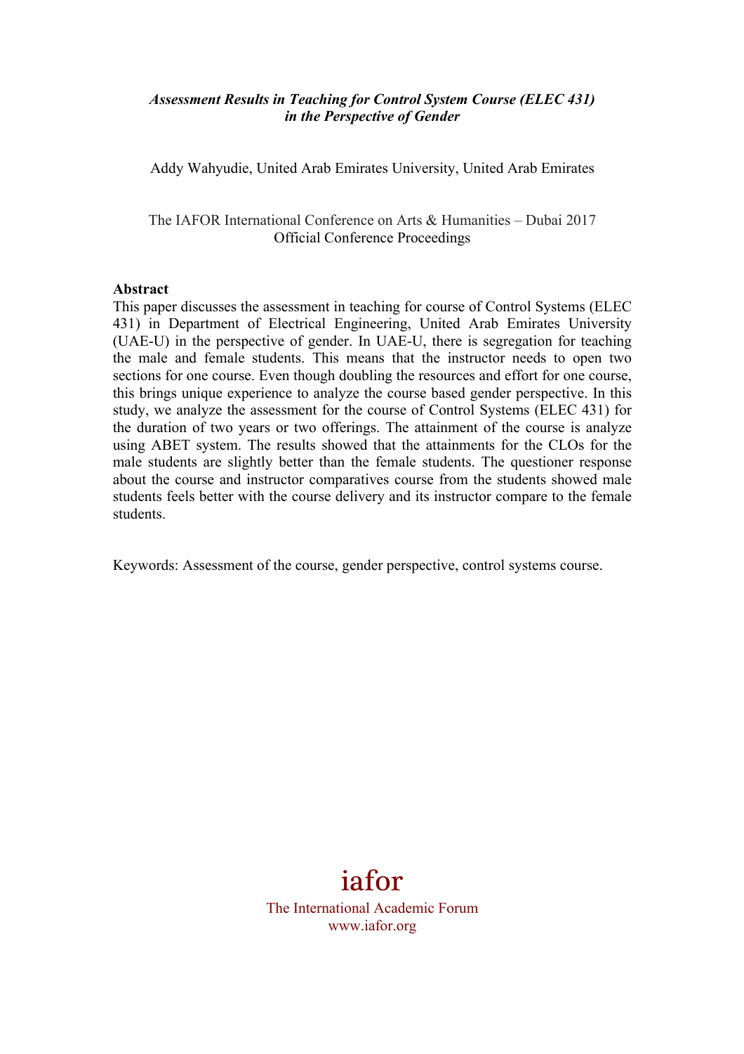# *Assessment Results in Teaching for Control System Course (ELEC 431) in the Perspective of Gender*

Addy Wahyudie, United Arab Emirates University, United Arab Emirates

The IAFOR International Conference on Arts & Humanities – Dubai 2017
Official Conference Proceedings

**Abstract**

This paper discusses the assessment in teaching for course of Control Systems (ELEC 431) in Department of Electrical Engineering, United Arab Emirates University (UAE-U) in the perspective of gender. In UAE-U, there is segregation for teaching the male and female students. This means that the instructor needs to open two sections for one course. Even though doubling the resources and effort for one course, this brings unique experience to analyze the course based gender perspective. In this study, we analyze the assessment for the course of Control Systems (ELEC 431) for the duration of two years or two offerings. The attainment of the course is analyze using ABET system. The results showed that the attainments for the CLOs for the male students are slightly better than the female students. The questioner response about the course and instructor comparatives course from the students showed male students feels better with the course delivery and its instructor compare to the female students.

Keywords: Assessment of the course, gender perspective, control systems course.

iafor
The International Academic Forum
www.iafor.org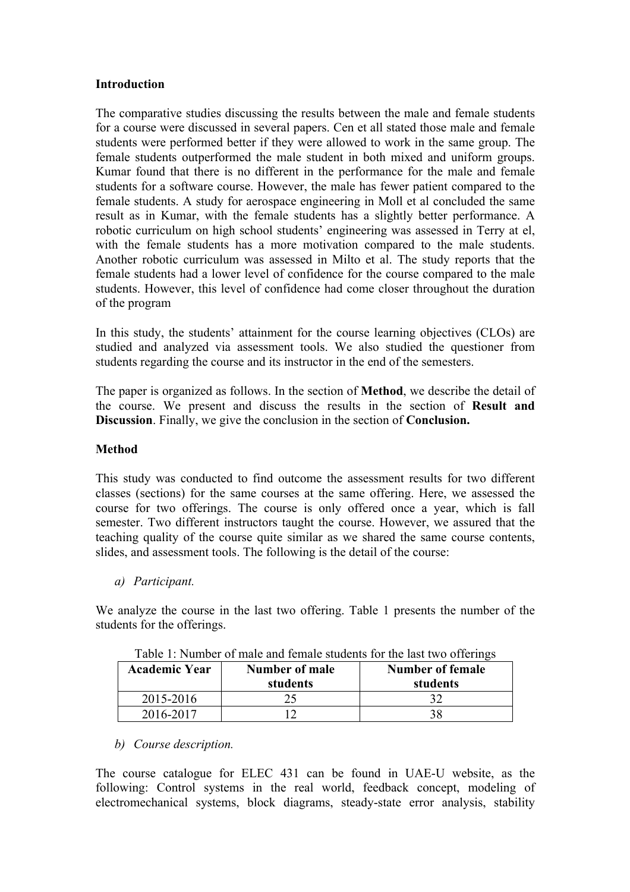**Introduction**

The comparative studies discussing the results between the male and female students for a course were discussed in several papers. Cen et all stated those male and female students were performed better if they were allowed to work in the same group. The female students outperformed the male student in both mixed and uniform groups. Kumar found that there is no different in the performance for the male and female students for a software course. However, the male has fewer patient compared to the female students. A study for aerospace engineering in Moll et al concluded the same result as in Kumar, with the female students has a slightly better performance. A robotic curriculum on high school students' engineering was assessed in Terry at el, with the female students has a more motivation compared to the male students. Another robotic curriculum was assessed in Milto et al. The study reports that the female students had a lower level of confidence for the course compared to the male students. However, this level of confidence had come closer throughout the duration of the program

In this study, the students' attainment for the course learning objectives (CLOs) are studied and analyzed via assessment tools. We also studied the questioner from students regarding the course and its instructor in the end of the semesters.

The paper is organized as follows. In the section of **Method**, we describe the detail of the course. We present and discuss the results in the section of **Result and Discussion**. Finally, we give the conclusion in the section of **Conclusion.**

**Method**

This study was conducted to find outcome the assessment results for two different classes (sections) for the same courses at the same offering. Here, we assessed the course for two offerings. The course is only offered once a year, which is fall semester. Two different instructors taught the course. However, we assured that the teaching quality of the course quite similar as we shared the same course contents, slides, and assessment tools. The following is the detail of the course:

*a) Participant.*

We analyze the course in the last two offering. Table 1 presents the number of the students for the offerings.

Table 1: Number of male and female students for the last two offerings

| Academic Year | Number of male students | Number of female students |
|---|---|---|
| 2015-2016 | 25 | 32 |
| 2016-2017 | 12 | 38 |

*b) Course description.*

The course catalogue for ELEC 431 can be found in UAE-U website, as the following: Control systems in the real world, feedback concept, modeling of electromechanical systems, block diagrams, steady-state error analysis, stability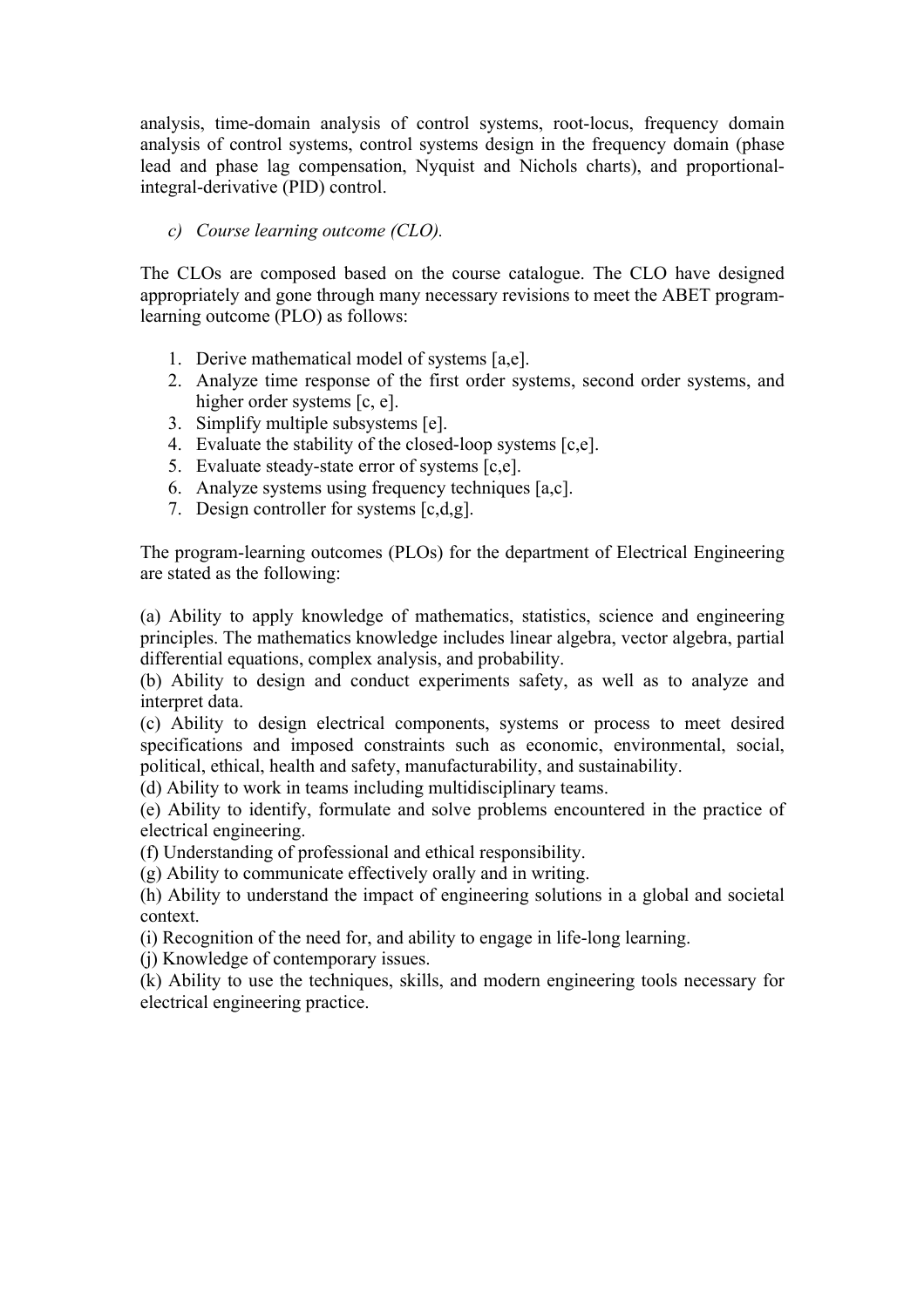analysis, time-domain analysis of control systems, root-locus, frequency domain analysis of control systems, control systems design in the frequency domain (phase lead and phase lag compensation, Nyquist and Nichols charts), and proportional-integral-derivative (PID) control.

*c) Course learning outcome (CLO).*

The CLOs are composed based on the course catalogue. The CLO have designed appropriately and gone through many necessary revisions to meet the ABET program-learning outcome (PLO) as follows:

1. Derive mathematical model of systems [a,e].
2. Analyze time response of the first order systems, second order systems, and higher order systems [c, e].
3. Simplify multiple subsystems [e].
4. Evaluate the stability of the closed-loop systems [c,e].
5. Evaluate steady-state error of systems [c,e].
6. Analyze systems using frequency techniques [a,c].
7. Design controller for systems [c,d,g].

The program-learning outcomes (PLOs) for the department of Electrical Engineering are stated as the following:

(a) Ability to apply knowledge of mathematics, statistics, science and engineering principles. The mathematics knowledge includes linear algebra, vector algebra, partial differential equations, complex analysis, and probability.
(b) Ability to design and conduct experiments safety, as well as to analyze and interpret data.
(c) Ability to design electrical components, systems or process to meet desired specifications and imposed constraints such as economic, environmental, social, political, ethical, health and safety, manufacturability, and sustainability.
(d) Ability to work in teams including multidisciplinary teams.
(e) Ability to identify, formulate and solve problems encountered in the practice of electrical engineering.
(f) Understanding of professional and ethical responsibility.
(g) Ability to communicate effectively orally and in writing.
(h) Ability to understand the impact of engineering solutions in a global and societal context.
(i) Recognition of the need for, and ability to engage in life-long learning.
(j) Knowledge of contemporary issues.
(k) Ability to use the techniques, skills, and modern engineering tools necessary for electrical engineering practice.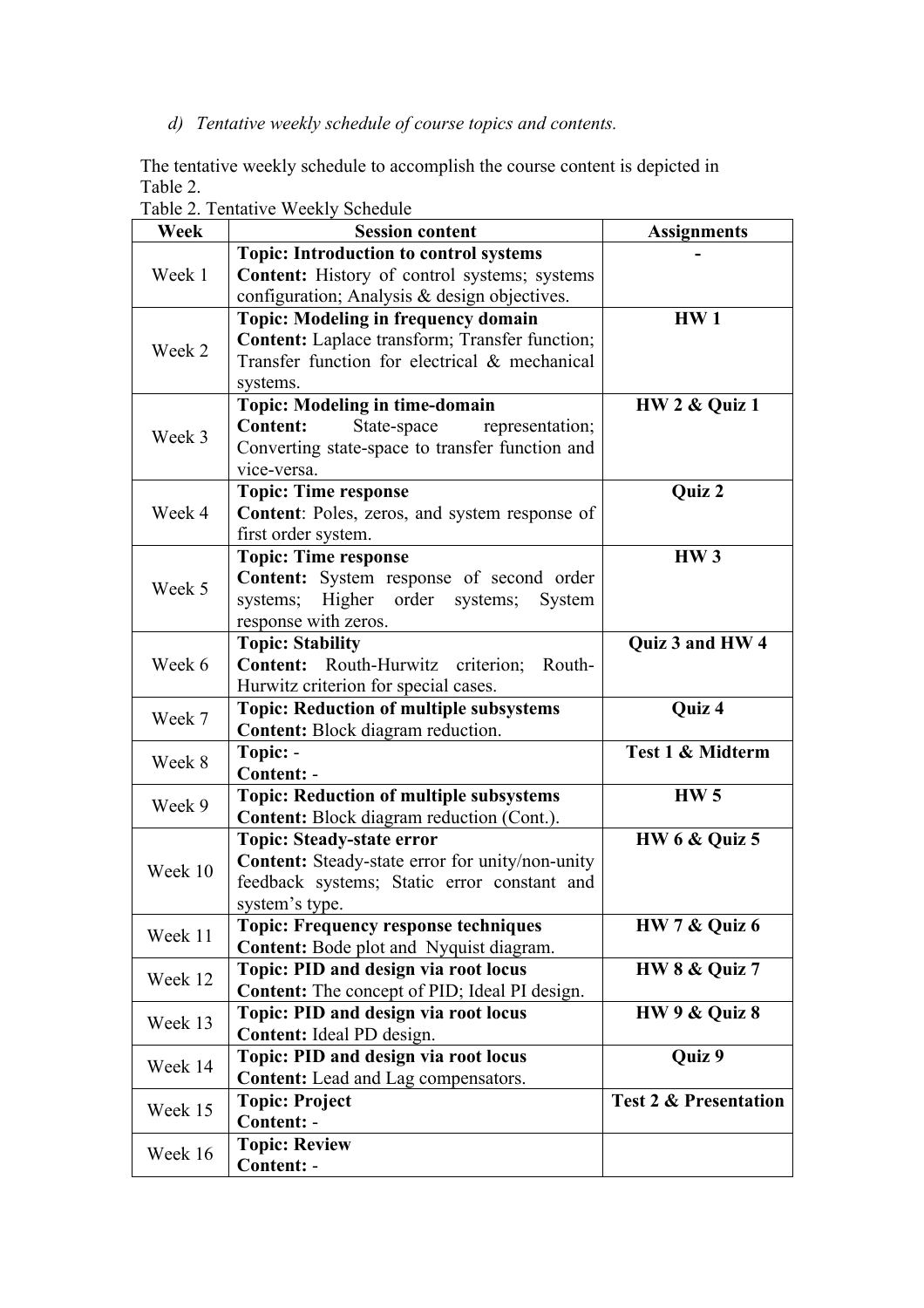*d) Tentative weekly schedule of course topics and contents.*

The tentative weekly schedule to accomplish the course content is depicted in Table 2.

Table 2. Tentative Weekly Schedule

| Week | Session content | Assignments |
|---|---|---|
| Week 1 | **Topic: Introduction to control systems**<br>**Content:** History of control systems; systems configuration; Analysis & design objectives. | **-** |
| Week 2 | **Topic: Modeling in frequency domain**<br>**Content:** Laplace transform; Transfer function; Transfer function for electrical & mechanical systems. | **HW 1** |
| Week 3 | **Topic: Modeling in time-domain**<br>**Content:** State-space representation; Converting state-space to transfer function and vice-versa. | **HW 2 & Quiz 1** |
| Week 4 | **Topic: Time response**<br>**Content**: Poles, zeros, and system response of first order system. | **Quiz 2** |
| Week 5 | **Topic: Time response**<br>**Content:** System response of second order systems; Higher order systems; System response with zeros. | **HW 3** |
| Week 6 | **Topic: Stability**<br>**Content:** Routh-Hurwitz criterion; Routh-Hurwitz criterion for special cases. | **Quiz 3 and HW 4** |
| Week 7 | **Topic: Reduction of multiple subsystems**<br>**Content:** Block diagram reduction. | **Quiz 4** |
| Week 8 | **Topic:** -<br>**Content:** - | **Test 1 & Midterm** |
| Week 9 | **Topic: Reduction of multiple subsystems**<br>**Content:** Block diagram reduction (Cont.). | **HW 5** |
| Week 10 | **Topic: Steady-state error**<br>**Content:** Steady-state error for unity/non-unity feedback systems; Static error constant and system's type. | **HW 6 & Quiz 5** |
| Week 11 | **Topic: Frequency response techniques**<br>**Content:** Bode plot and Nyquist diagram. | **HW 7 & Quiz 6** |
| Week 12 | **Topic: PID and design via root locus**<br>**Content:** The concept of PID; Ideal PI design. | **HW 8 & Quiz 7** |
| Week 13 | **Topic: PID and design via root locus**<br>**Content:** Ideal PD design. | **HW 9 & Quiz 8** |
| Week 14 | **Topic: PID and design via root locus**<br>**Content:** Lead and Lag compensators. | **Quiz 9** |
| Week 15 | **Topic: Project**<br>**Content:** - | **Test 2 & Presentation** |
| Week 16 | **Topic: Review**<br>**Content:** - | |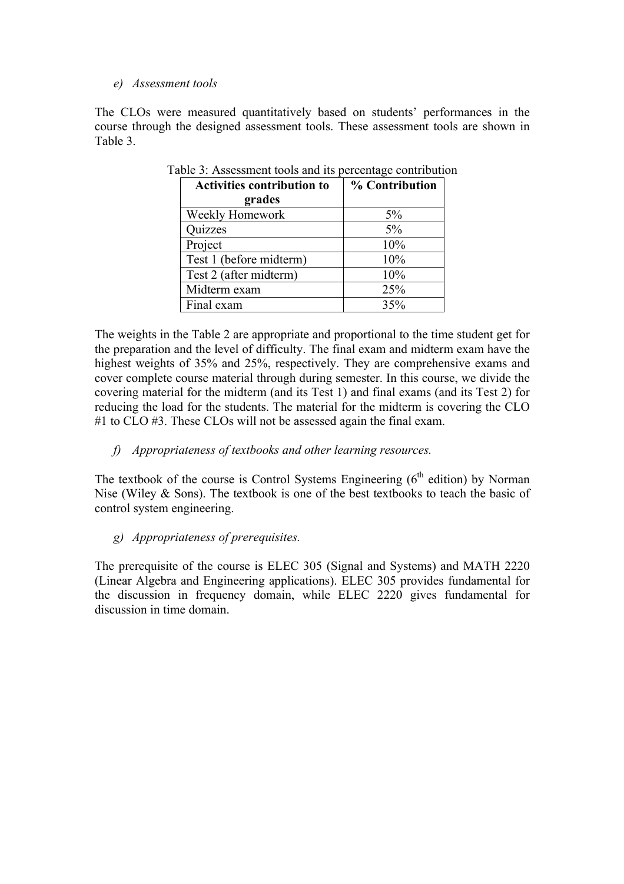*e) Assessment tools*

The CLOs were measured quantitatively based on students' performances in the course through the designed assessment tools. These assessment tools are shown in Table 3.

Table 3: Assessment tools and its percentage contribution

| Activities contribution to grades | % Contribution |
|---|---|
| Weekly Homework | 5% |
| Quizzes | 5% |
| Project | 10% |
| Test 1 (before midterm) | 10% |
| Test 2 (after midterm) | 10% |
| Midterm exam | 25% |
| Final exam | 35% |

The weights in the Table 2 are appropriate and proportional to the time student get for the preparation and the level of difficulty. The final exam and midterm exam have the highest weights of 35% and 25%, respectively. They are comprehensive exams and cover complete course material through during semester. In this course, we divide the covering material for the midterm (and its Test 1) and final exams (and its Test 2) for reducing the load for the students. The material for the midterm is covering the CLO #1 to CLO #3. These CLOs will not be assessed again the final exam.

*f) Appropriateness of textbooks and other learning resources.*

The textbook of the course is Control Systems Engineering (6th edition) by Norman Nise (Wiley & Sons). The textbook is one of the best textbooks to teach the basic of control system engineering.

*g) Appropriateness of prerequisites.*

The prerequisite of the course is ELEC 305 (Signal and Systems) and MATH 2220 (Linear Algebra and Engineering applications). ELEC 305 provides fundamental for the discussion in frequency domain, while ELEC 2220 gives fundamental for discussion in time domain.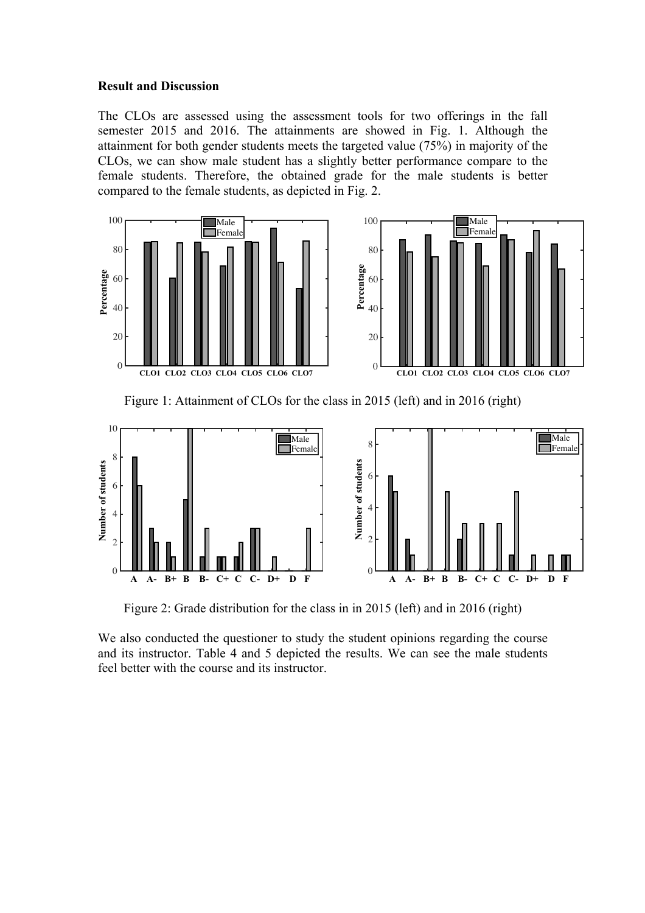### Result and Discussion

The CLOs are assessed using the assessment tools for two offerings in the fall semester 2015 and 2016. The attainments are showed in Fig. 1. Although the attainment for both gender students meets the targeted value (75%) in majority of the CLOs, we can show male student has a slightly better performance compare to the female students. Therefore, the obtained grade for the male students is better compared to the female students, as depicted in Fig. 2.

Figure 1: Attainment of CLOs for the class in 2015 (left) and in 2016 (right)

Figure 2: Grade distribution for the class in in 2015 (left) and in 2016 (right)

We also conducted the questioner to study the student opinions regarding the course and its instructor. Table 4 and 5 depicted the results. We can see the male students feel better with the course and its instructor.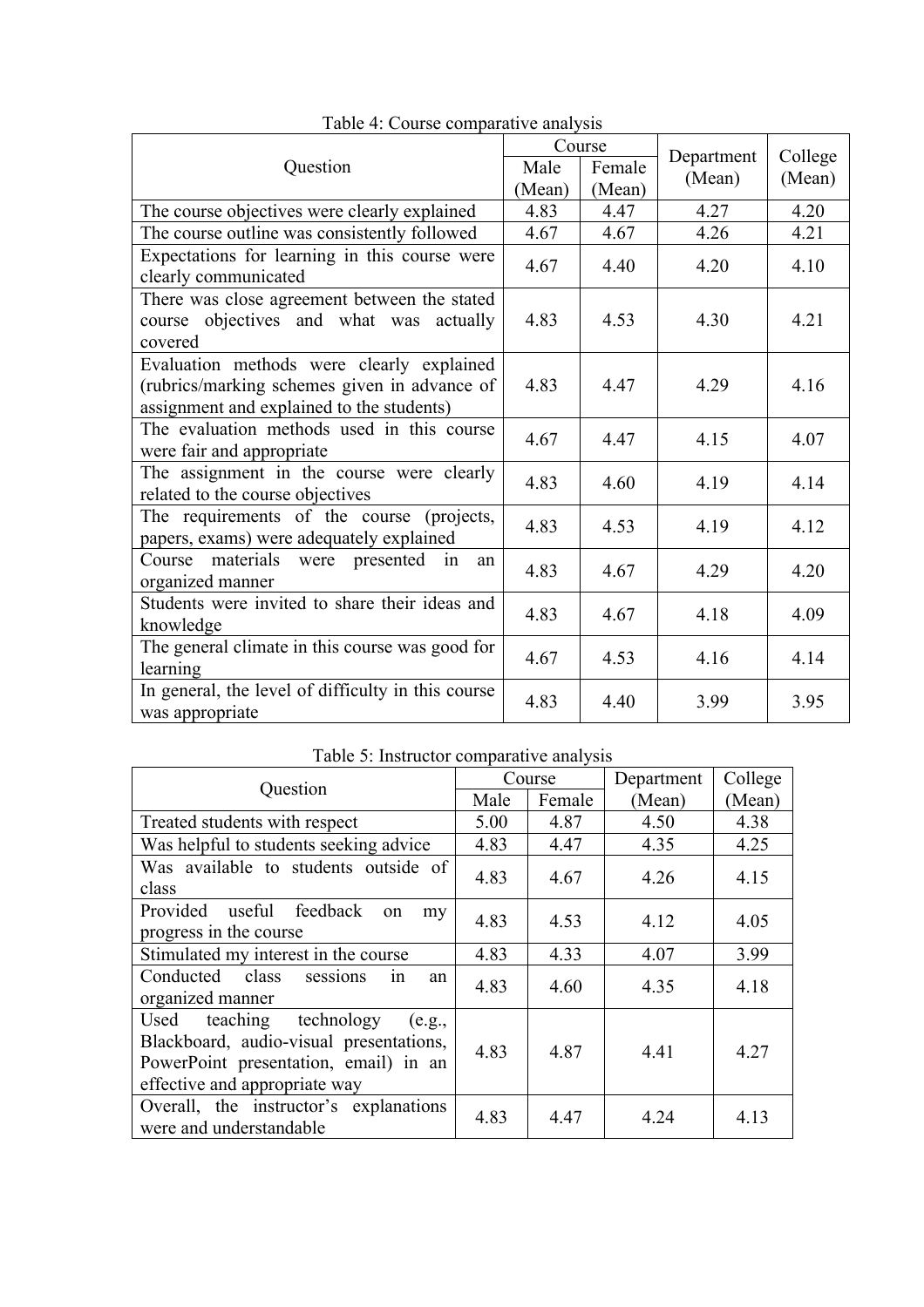Table 4: Course comparative analysis

| Question | Course | | Department (Mean) | College (Mean) |
|---|---|---|---|---|
| | Male (Mean) | Female (Mean) | | |
| The course objectives were clearly explained | 4.83 | 4.47 | 4.27 | 4.20 |
| The course outline was consistently followed | 4.67 | 4.67 | 4.26 | 4.21 |
| Expectations for learning in this course were clearly communicated | 4.67 | 4.40 | 4.20 | 4.10 |
| There was close agreement between the stated course objectives and what was actually covered | 4.83 | 4.53 | 4.30 | 4.21 |
| Evaluation methods were clearly explained (rubrics/marking schemes given in advance of assignment and explained to the students) | 4.83 | 4.47 | 4.29 | 4.16 |
| The evaluation methods used in this course were fair and appropriate | 4.67 | 4.47 | 4.15 | 4.07 |
| The assignment in the course were clearly related to the course objectives | 4.83 | 4.60 | 4.19 | 4.14 |
| The requirements of the course (projects, papers, exams) were adequately explained | 4.83 | 4.53 | 4.19 | 4.12 |
| Course materials were presented in an organized manner | 4.83 | 4.67 | 4.29 | 4.20 |
| Students were invited to share their ideas and knowledge | 4.83 | 4.67 | 4.18 | 4.09 |
| The general climate in this course was good for learning | 4.67 | 4.53 | 4.16 | 4.14 |
| In general, the level of difficulty in this course was appropriate | 4.83 | 4.40 | 3.99 | 3.95 |

Table 5: Instructor comparative analysis

| Question | Course | | Department (Mean) | College (Mean) |
|---|---|---|---|---|
| | Male | Female | | |
| Treated students with respect | 5.00 | 4.87 | 4.50 | 4.38 |
| Was helpful to students seeking advice | 4.83 | 4.47 | 4.35 | 4.25 |
| Was available to students outside of class | 4.83 | 4.67 | 4.26 | 4.15 |
| Provided useful feedback on my progress in the course | 4.83 | 4.53 | 4.12 | 4.05 |
| Stimulated my interest in the course | 4.83 | 4.33 | 4.07 | 3.99 |
| Conducted class sessions in an organized manner | 4.83 | 4.60 | 4.35 | 4.18 |
| Used teaching technology (e.g., Blackboard, audio-visual presentations, PowerPoint presentation, email) in an effective and appropriate way | 4.83 | 4.87 | 4.41 | 4.27 |
| Overall, the instructor's explanations were and understandable | 4.83 | 4.47 | 4.24 | 4.13 |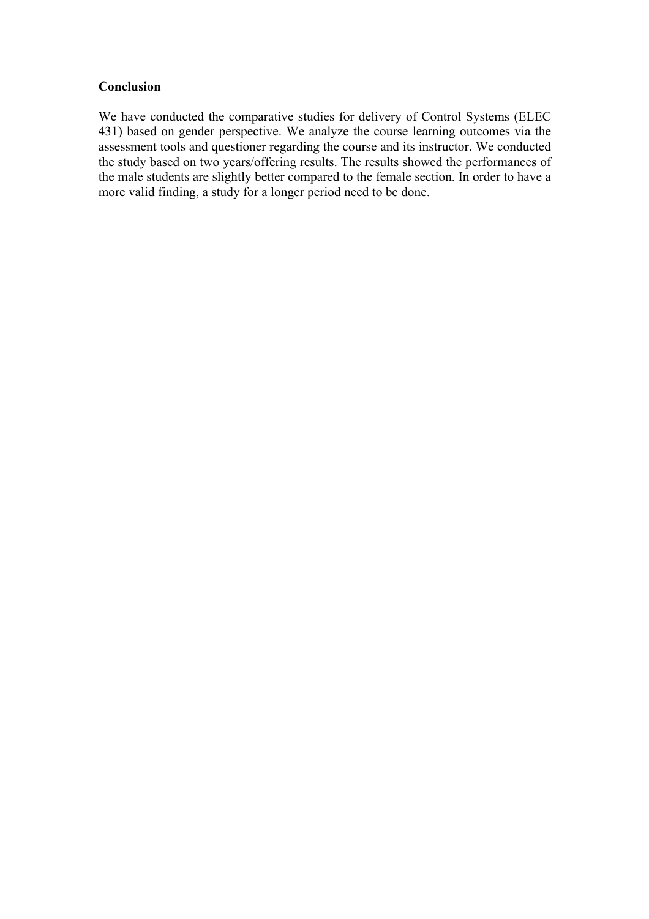## Conclusion

We have conducted the comparative studies for delivery of Control Systems (ELEC 431) based on gender perspective. We analyze the course learning outcomes via the assessment tools and questioner regarding the course and its instructor. We conducted the study based on two years/offering results. The results showed the performances of the male students are slightly better compared to the female section. In order to have a more valid finding, a study for a longer period need to be done.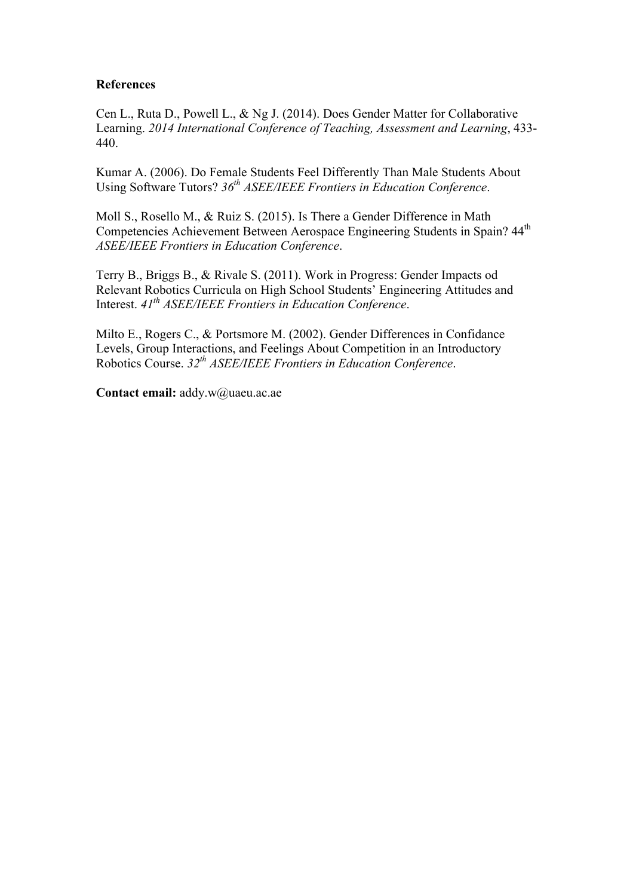**References**

Cen L., Ruta D., Powell L., & Ng J. (2014). Does Gender Matter for Collaborative Learning. *2014 International Conference of Teaching, Assessment and Learning*, 433-440.

Kumar A. (2006). Do Female Students Feel Differently Than Male Students About Using Software Tutors? *36th ASEE/IEEE Frontiers in Education Conference*.

Moll S., Rosello M., & Ruiz S. (2015). Is There a Gender Difference in Math Competencies Achievement Between Aerospace Engineering Students in Spain? 44th *ASEE/IEEE Frontiers in Education Conference*.

Terry B., Briggs B., & Rivale S. (2011). Work in Progress: Gender Impacts od Relevant Robotics Curricula on High School Students' Engineering Attitudes and Interest. *41th ASEE/IEEE Frontiers in Education Conference*.

Milto E., Rogers C., & Portsmore M. (2002). Gender Differences in Confidance Levels, Group Interactions, and Feelings About Competition in an Introductory Robotics Course. *32th ASEE/IEEE Frontiers in Education Conference*.

**Contact email:** addy.w@uaeu.ac.ae